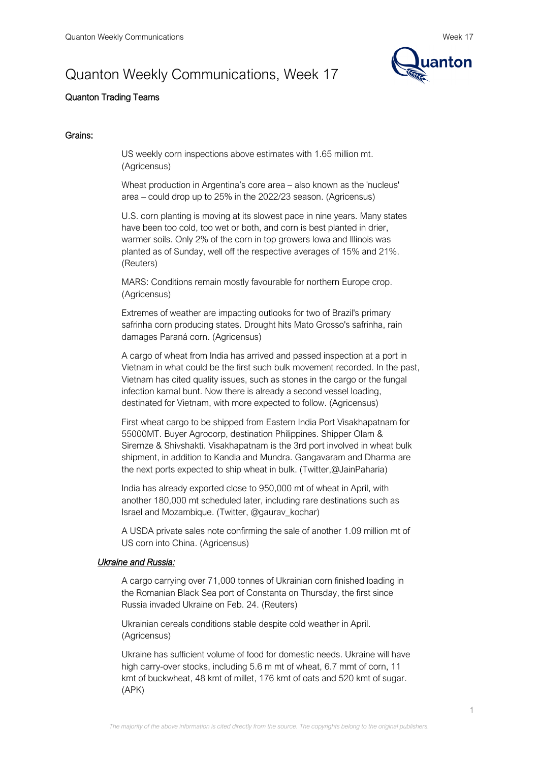# Quanton Weekly Communications, Week 17

**Quanton Trading Teams**

## Grains:

US weekly corn inspections above estimates with 1.65 million mt. (Agricensus)

Wheat production in Argentina's core area – also known as the 'nucleus' area – could drop up to 25% in the 2022/23 season. (Agricensus)

U.S. corn planting is moving at its slowest pace in nine years. Many states have been too cold, too wet or both, and corn is best planted in drier, warmer soils. Only 2% of the corn in top growers Iowa and Illinois was planted as of Sunday, well off the respective averages of 15% and 21%. (Reuters)

MARS: Conditions remain mostly favourable for northern Europe crop. (Agricensus)

Extremes of weather are impacting outlooks for two of Brazil's primary safrinha corn producing states. Drought hits Mato Grosso's safrinha, rain damages Paraná corn. (Agricensus)

A cargo of wheat from India has arrived and passed inspection at a port in Vietnam in what could be the first such bulk movement recorded. In the past, Vietnam has cited quality issues, such as stones in the cargo or the fungal infection karnal bunt. Now there is already a second vessel loading, destinated for Vietnam, with more expected to follow. (Agricensus)

First wheat cargo to be shipped from Eastern India Port Visakhapatnam for 55000MT. Buyer Agrocorp, destination Philippines. Shipper Olam & Sirernze & Shivshakti. Visakhapatnam is the 3rd port involved in wheat bulk shipment, in addition to Kandla and Mundra. Gangavaram and Dharma are the next ports expected to ship wheat in bulk. (Twitter,@JainPaharia)

India has already exported close to 950,000 mt of wheat in April, with another 180,000 mt scheduled later, including rare destinations such as Israel and Mozambique. (Twitter, @gaurav_kochar)

A USDA private sales note confirming the sale of another 1.09 million mt of US corn into China. (Agricensus)

### *Ukraine and Russia:*

A cargo carrying over 71,000 tonnes of Ukrainian corn finished loading in the Romanian Black Sea port of Constanta on Thursday, the first since Russia invaded Ukraine on Feb. 24. (Reuters)

Ukrainian cereals conditions stable despite cold weather in April. (Agricensus)

Ukraine has sufficient volume of food for domestic needs. Ukraine will have high carry-over stocks, including 5.6 m mt of wheat, 6.7 mmt of corn, 11 kmt of buckwheat, 48 kmt of millet, 176 kmt of oats and 520 kmt of sugar. (APK)

*The majority of the above information is cited directly from the source. The copyrights belong to the original publishers.*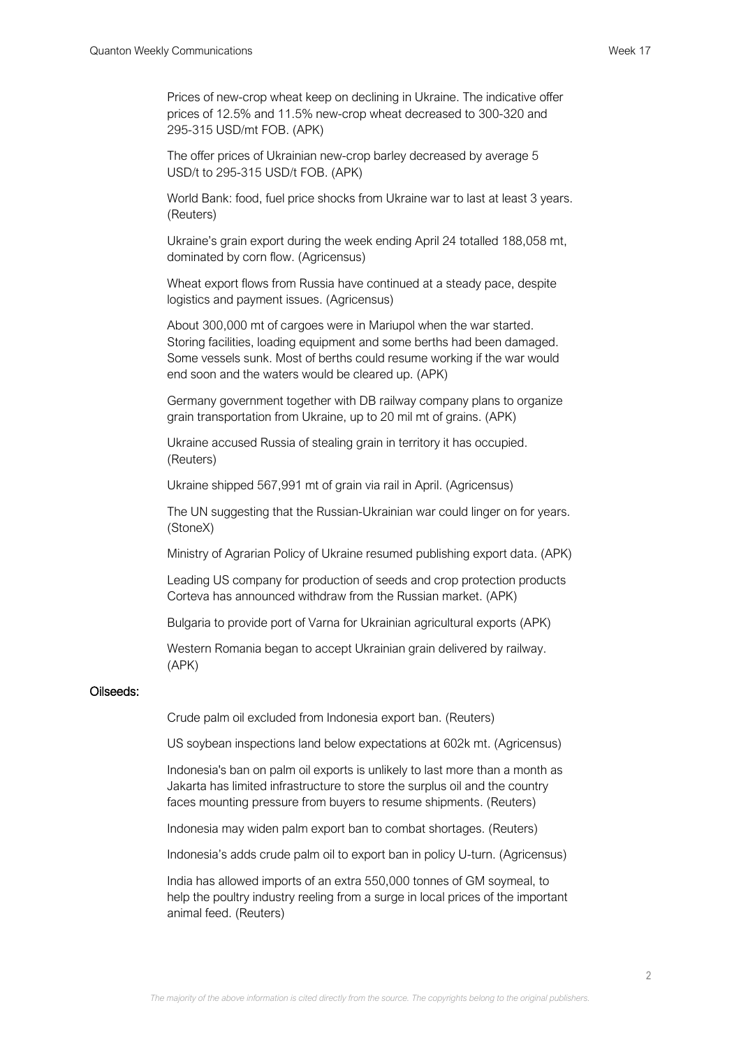Prices of new-crop wheat keep on declining in Ukraine. The indicative offer prices of 12.5% and 11.5% new-crop wheat decreased to 300-320 and 295-315 USD/mt FOB. (APK)

The offer prices of Ukrainian new-crop barley decreased by average 5 USD/t to 295-315 USD/t FOB. (APK)

World Bank: food, fuel price shocks from Ukraine war to last at least 3 years. (Reuters)

Ukraine's grain export during the week ending April 24 totalled 188,058 mt, dominated by corn flow. (Agricensus)

Wheat export flows from Russia have continued at a steady pace, despite logistics and payment issues. (Agricensus)

About 300,000 mt of cargoes were in Mariupol when the war started. Storing facilities, loading equipment and some berths had been damaged. Some vessels sunk. Most of berths could resume working if the war would end soon and the waters would be cleared up. (APK)

Germany government together with DB railway company plans to organize grain transportation from Ukraine, up to 20 mil mt of grains. (APK)

Ukraine accused Russia of stealing grain in territory it has occupied. (Reuters)

Ukraine shipped 567,991 mt of grain via rail in April. (Agricensus)

The UN suggesting that the Russian-Ukrainian war could linger on for years. (StoneX)

Ministry of Agrarian Policy of Ukraine resumed publishing export data. (APK)

Leading US company for production of seeds and crop protection products Corteva has announced withdraw from the Russian market. (APK)

Bulgaria to provide port of Varna for Ukrainian agricultural exports (APK)

Western Romania began to accept Ukrainian grain delivered by railway. (APK)

## Oilseeds:

Crude palm oil excluded from Indonesia export ban. (Reuters)

US soybean inspections land below expectations at 602k mt. (Agricensus)

Indonesia's ban on palm oil exports is unlikely to last more than a month as Jakarta has limited infrastructure to store the surplus oil and the country faces mounting pressure from buyers to resume shipments. (Reuters)

Indonesia may widen palm export ban to combat shortages. (Reuters)

Indonesia's adds crude palm oil to export ban in policy U-turn. (Agricensus)

India has allowed imports of an extra 550,000 tonnes of GM soymeal, to help the poultry industry reeling from a surge in local prices of the important animal feed. (Reuters)

*The majority of the above information is cited directly from the source. The copyrights belong to the original publishers.*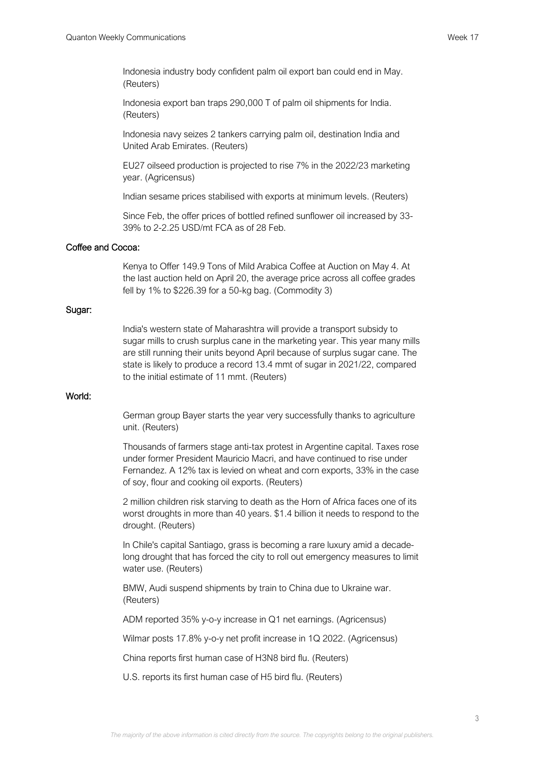Indonesia industry body confident palm oil export ban could end in May. (Reuters)

Indonesia export ban traps 290,000 T of palm oil shipments for India. (Reuters)

Indonesia navy seizes 2 tankers carrying palm oil, destination India and United Arab Emirates. (Reuters)

EU27 oilseed production is projected to rise 7% in the 2022/23 marketing year. (Agricensus)

Indian sesame prices stabilised with exports at minimum levels. (Reuters)

Since Feb, the offer prices of bottled refined sunflower oil increased by 33-39% to 2-2.25 USD/mt FCA as of 28 Feb.

### Coffee and Cocoa:

Kenya to Offer 149.9 Tons of Mild Arabica Coffee at Auction on May 4. At the last auction held on April 20, the average price across all coffee grades fell by 1% to $226.39 for a 50-kg bag. (Commodity 3)

### Sugar:

India's western state of Maharashtra will provide a transport subsidy to sugar mills to crush surplus cane in the marketing year. This year many mills are still running their units beyond April because of surplus sugar cane. The state is likely to produce a record 13.4 mmt of sugar in 2021/22, compared to the initial estimate of 11 mmt. (Reuters)

### World:

German group Bayer starts the year very successfully thanks to agriculture unit. (Reuters)

Thousands of farmers stage anti-tax protest in Argentine capital. Taxes rose under former President Mauricio Macri, and have continued to rise under Fernandez. A 12% tax is levied on wheat and corn exports, 33% in the case of soy, flour and cooking oil exports. (Reuters)

2 million children risk starving to death as the Horn of Africa faces one of its worst droughts in more than 40 years. $1.4 billion it needs to respond to the drought. (Reuters)

In Chile's capital Santiago, grass is becoming a rare luxury amid a decade-long drought that has forced the city to roll out emergency measures to limit water use. (Reuters)

BMW, Audi suspend shipments by train to China due to Ukraine war. (Reuters)

ADM reported 35% y-o-y increase in Q1 net earnings. (Agricensus)

Wilmar posts 17.8% y-o-y net profit increase in 1Q 2022. (Agricensus)

China reports first human case of H3N8 bird flu. (Reuters)

U.S. reports its first human case of H5 bird flu. (Reuters)

*The majority of the above information is cited directly from the source. The copyrights belong to the original publishers.*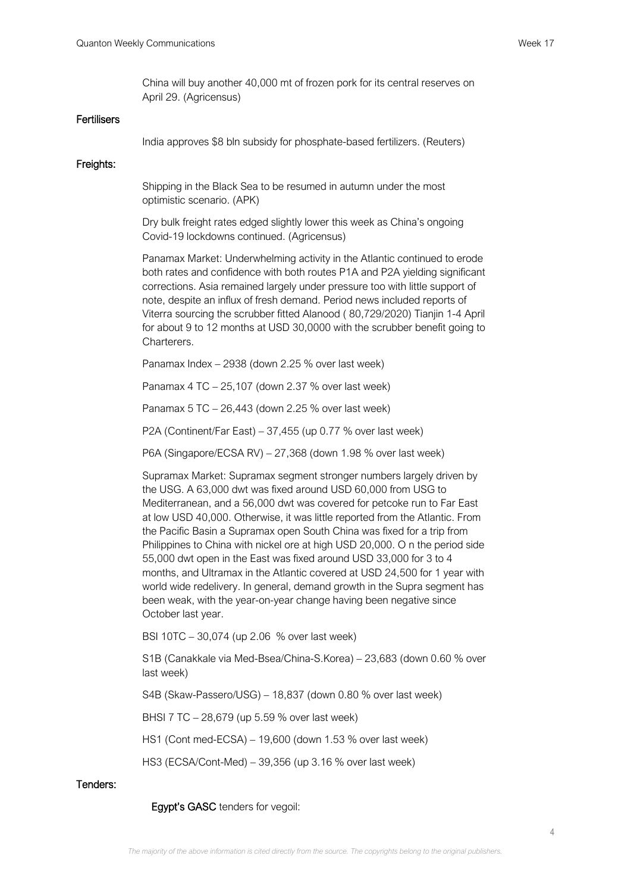China will buy another 40,000 mt of frozen pork for its central reserves on April 29. (Agricensus)

## Fertilisers

India approves $8 bln subsidy for phosphate-based fertilizers. (Reuters)

## Freights:

Shipping in the Black Sea to be resumed in autumn under the most optimistic scenario. (APK)

Dry bulk freight rates edged slightly lower this week as China's ongoing Covid-19 lockdowns continued. (Agricensus)

Panamax Market: Underwhelming activity in the Atlantic continued to erode both rates and confidence with both routes P1A and P2A yielding significant corrections. Asia remained largely under pressure too with little support of note, despite an influx of fresh demand. Period news included reports of Viterra sourcing the scrubber fitted Alanood ( 80,729/2020) Tianjin 1-4 April for about 9 to 12 months at USD 30,0000 with the scrubber benefit going to Charterers.

Panamax Index – 2938 (down 2.25 % over last week)

Panamax 4 TC – 25,107 (down 2.37 % over last week)

Panamax 5 TC – 26,443 (down 2.25 % over last week)

P2A (Continent/Far East) – 37,455 (up 0.77 % over last week)

P6A (Singapore/ECSA RV) – 27,368 (down 1.98 % over last week)

Supramax Market: Supramax segment stronger numbers largely driven by the USG. A 63,000 dwt was fixed around USD 60,000 from USG to Mediterranean, and a 56,000 dwt was covered for petcoke run to Far East at low USD 40,000. Otherwise, it was little reported from the Atlantic. From the Pacific Basin a Supramax open South China was fixed for a trip from Philippines to China with nickel ore at high USD 20,000. O n the period side 55,000 dwt open in the East was fixed around USD 33,000 for 3 to 4 months, and Ultramax in the Atlantic covered at USD 24,500 for 1 year with world wide redelivery. In general, demand growth in the Supra segment has been weak, with the year-on-year change having been negative since October last year.

BSI 10TC – 30,074 (up 2.06 % over last week)

S1B (Canakkale via Med-Bsea/China-S.Korea) – 23,683 (down 0.60 % over last week)

S4B (Skaw-Passero/USG) – 18,837 (down 0.80 % over last week)

BHSI 7 TC – 28,679 (up 5.59 % over last week)

HS1 (Cont med-ECSA) – 19,600 (down 1.53 % over last week)

HS3 (ECSA/Cont-Med) – 39,356 (up 3.16 % over last week)

## Tenders:

**Egypt's GASC** tenders for vegoil:

*The majority of the above information is cited directly from the source. The copyrights belong to the original publishers.*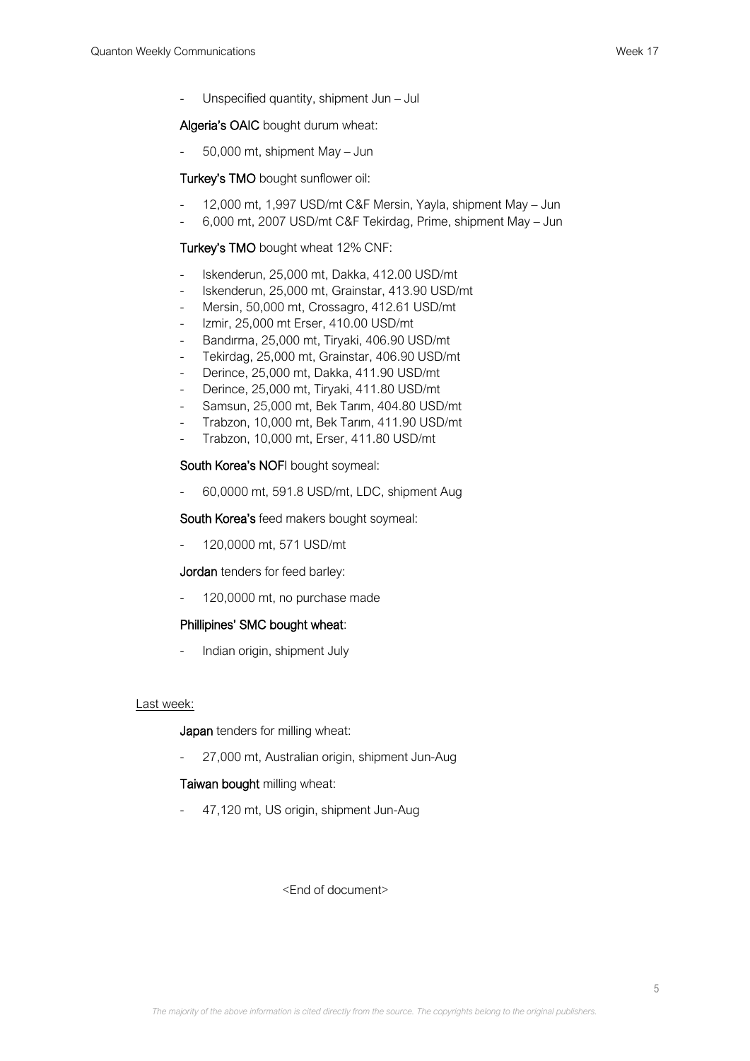- Unspecified quantity, shipment Jun – Jul

**Algeria's OAIC** bought durum wheat:

- 50,000 mt, shipment May – Jun

**Turkey's TMO** bought sunflower oil:

- 12,000 mt, 1,997 USD/mt C&F Mersin, Yayla, shipment May – Jun
- 6,000 mt, 2007 USD/mt C&F Tekirdag, Prime, shipment May – Jun

**Turkey's TMO** bought wheat 12% CNF:

- Iskenderun, 25,000 mt, Dakka, 412.00 USD/mt
- Iskenderun, 25,000 mt, Grainstar, 413.90 USD/mt
- Mersin, 50,000 mt, Crossagro, 412.61 USD/mt
- Izmir, 25,000 mt Erser, 410.00 USD/mt
- Bandırma, 25,000 mt, Tiryaki, 406.90 USD/mt
- Tekirdag, 25,000 mt, Grainstar, 406.90 USD/mt
- Derince, 25,000 mt, Dakka, 411.90 USD/mt
- Derince, 25,000 mt, Tiryaki, 411.80 USD/mt
- Samsun, 25,000 mt, Bek Tarım, 404.80 USD/mt
- Trabzon, 10,000 mt, Bek Tarım, 411.90 USD/mt
- Trabzon, 10,000 mt, Erser, 411.80 USD/mt

**South Korea's NOFI** bought soymeal:

- 60,0000 mt, 591.8 USD/mt, LDC, shipment Aug

**South Korea's** feed makers bought soymeal:

- 120,0000 mt, 571 USD/mt

**Jordan** tenders for feed barley:

- 120,0000 mt, no purchase made

**Phillipines' SMC bought wheat**:

- Indian origin, shipment July

Last week:

**Japan** tenders for milling wheat:

- 27,000 mt, Australian origin, shipment Jun-Aug

**Taiwan bought** milling wheat:

- 47,120 mt, US origin, shipment Jun-Aug

<End of document>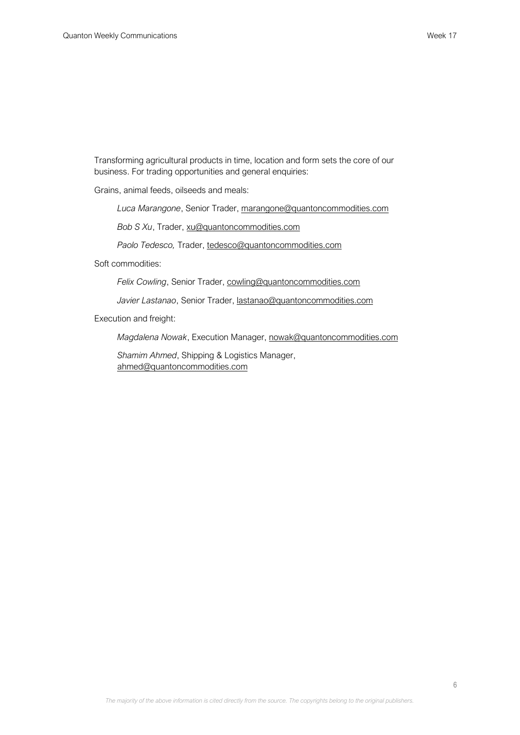Transforming agricultural products in time, location and form sets the core of our business. For trading opportunities and general enquiries:

Grains, animal feeds, oilseeds and meals:

*Luca Marangone*, Senior Trader, marangone@quantoncommodities.com

*Bob S Xu*, Trader, xu@quantoncommodities.com

*Paolo Tedesco,* Trader, tedesco@quantoncommodities.com

Soft commodities:

*Felix Cowling*, Senior Trader, cowling@quantoncommodities.com

*Javier Lastanao*, Senior Trader, lastanao@quantoncommodities.com

Execution and freight:

*Magdalena Nowak*, Execution Manager, nowak@quantoncommodities.com

*Shamim Ahmed*, Shipping & Logistics Manager, ahmed@quantoncommodities.com

*The majority of the above information is cited directly from the source. The copyrights belong to the original publishers.*